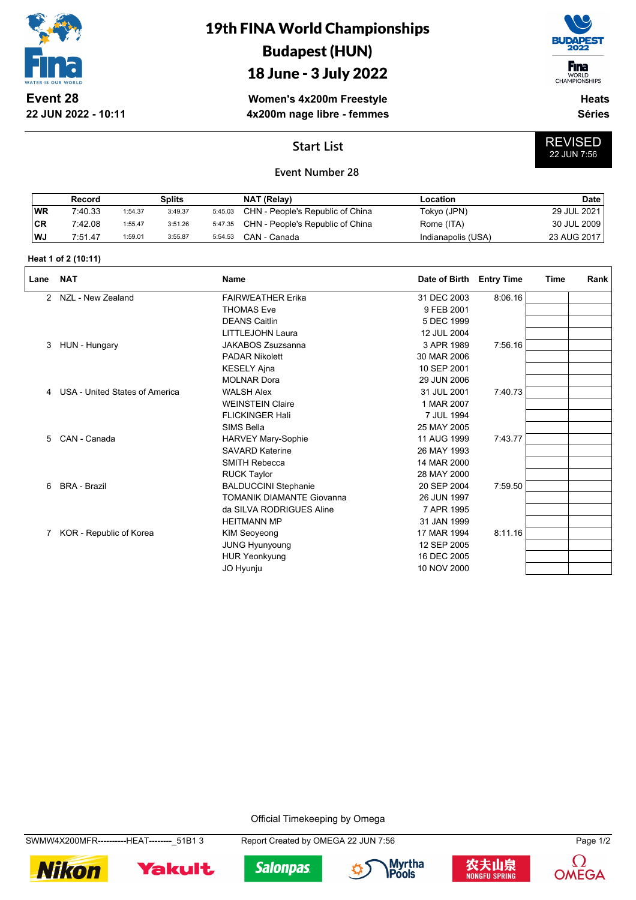# 19th FINA World Championships
# Budapest (HUN)
# 18 June - 3 July 2022

**Event 28**
**22 JUN 2022 - 10:11**

**Women's 4x200m Freestyle**
**4x200m nage libre - femmes**

**Heats**
**Séries**

## Start List

**REVISED**
22 JUN 7:56

### Event Number 28

| | Record | Splits | | | NAT (Relay) | Location | Date |
|---|---|---|---|---|---|---|---|
| WR | 7:40.33 | 1:54.37 | 3:49.37 | 5:45.03 | CHN - People's Republic of China | Tokyo (JPN) | 29 JUL 2021 |
| CR | 7:42.08 | 1:55.47 | 3:51.26 | 5:47.35 | CHN - People's Republic of China | Rome (ITA) | 30 JUL 2009 |
| WJ | 7:51.47 | 1:59.01 | 3:55.87 | 5:54.53 | CAN - Canada | Indianapolis (USA) | 23 AUG 2017 |

**Heat 1 of 2 (10:11)**

| Lane | NAT | Name | Date of Birth | Entry Time | Time | Rank |
|---|---|---|---|---|---|---|
| 2 | NZL - New Zealand | FAIRWEATHER Erika | 31 DEC 2003 | 8:06.16 | | |
| | | THOMAS Eve | 9 FEB 2001 | | | |
| | | DEANS Caitlin | 5 DEC 1999 | | | |
| | | LITTLEJOHN Laura | 12 JUL 2004 | | | |
| 3 | HUN - Hungary | JAKABOS Zsuzsanna | 3 APR 1989 | 7:56.16 | | |
| | | PADAR Nikolett | 30 MAR 2006 | | | |
| | | KESELY Ajna | 10 SEP 2001 | | | |
| | | MOLNAR Dora | 29 JUN 2006 | | | |
| 4 | USA - United States of America | WALSH Alex | 31 JUL 2001 | 7:40.73 | | |
| | | WEINSTEIN Claire | 1 MAR 2007 | | | |
| | | FLICKINGER Hali | 7 JUL 1994 | | | |
| | | SIMS Bella | 25 MAY 2005 | | | |
| 5 | CAN - Canada | HARVEY Mary-Sophie | 11 AUG 1999 | 7:43.77 | | |
| | | SAVARD Katerine | 26 MAY 1993 | | | |
| | | SMITH Rebecca | 14 MAR 2000 | | | |
| | | RUCK Taylor | 28 MAY 2000 | | | |
| 6 | BRA - Brazil | BALDUCCINI Stephanie | 20 SEP 2004 | 7:59.50 | | |
| | | TOMANIK DIAMANTE Giovanna | 26 JUN 1997 | | | |
| | | da SILVA RODRIGUES Aline | 7 APR 1995 | | | |
| | | HEITMANN MP | 31 JAN 1999 | | | |
| 7 | KOR - Republic of Korea | KIM Seoyeong | 17 MAR 1994 | 8:11.16 | | |
| | | JUNG Hyunyoung | 12 SEP 2005 | | | |
| | | HUR Yeonkyung | 16 DEC 2005 | | | |
| | | JO Hyunju | 10 NOV 2000 | | | |

Official Timekeeping by Omega

SWMW4X200MFR----------HEAT--------_51B1 3    Report Created by OMEGA 22 JUN 7:56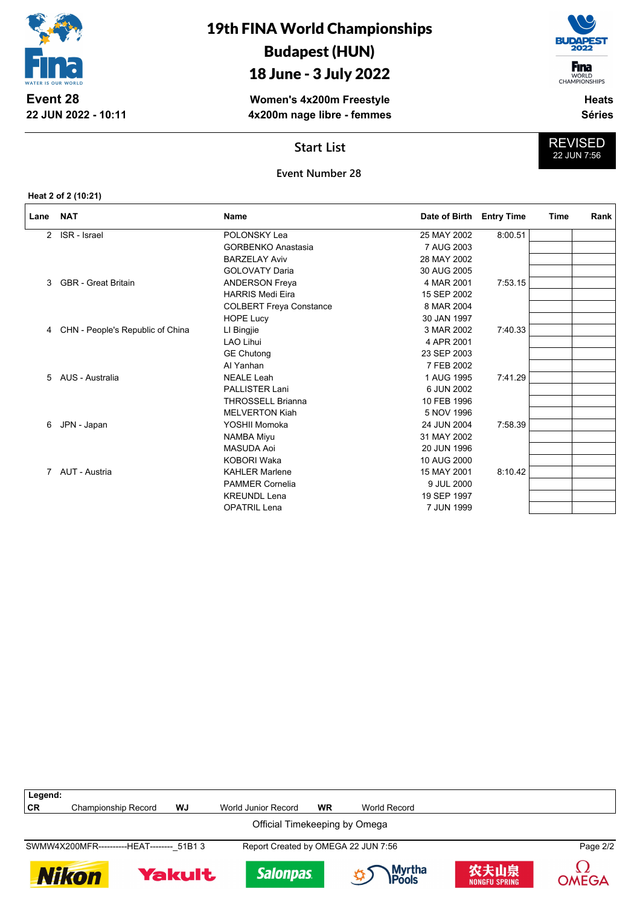# 19th FINA World Championships
## Budapest (HUN)
## 18 June - 3 July 2022

**Event 28**
**22 JUN 2022 - 10:11**

**Women's 4x200m Freestyle**
**4x200m nage libre - femmes**

**Heats**
**Séries**

## Start List

REVISED
22 JUN 7:56

**Event Number 28**

**Heat 2 of 2 (10:21)**

| Lane | NAT | Name | Date of Birth | Entry Time | Time | Rank |
|---|---|---|---|---|---|---|
| 2 | ISR - Israel | POLONSKY Lea | 25 MAY 2002 | 8:00.51 | | |
| | | GORBENKO Anastasia | 7 AUG 2003 | | | |
| | | BARZELAY Aviv | 28 MAY 2002 | | | |
| | | GOLOVATY Daria | 30 AUG 2005 | | | |
| 3 | GBR - Great Britain | ANDERSON Freya | 4 MAR 2001 | 7:53.15 | | |
| | | HARRIS Medi Eira | 15 SEP 2002 | | | |
| | | COLBERT Freya Constance | 8 MAR 2004 | | | |
| | | HOPE Lucy | 30 JAN 1997 | | | |
| 4 | CHN - People's Republic of China | LI Bingjie | 3 MAR 2002 | 7:40.33 | | |
| | | LAO Lihui | 4 APR 2001 | | | |
| | | GE Chutong | 23 SEP 2003 | | | |
| | | AI Yanhan | 7 FEB 2002 | | | |
| 5 | AUS - Australia | NEALE Leah | 1 AUG 1995 | 7:41.29 | | |
| | | PALLISTER Lani | 6 JUN 2002 | | | |
| | | THROSSELL Brianna | 10 FEB 1996 | | | |
| | | MELVERTON Kiah | 5 NOV 1996 | | | |
| 6 | JPN - Japan | YOSHII Momoka | 24 JUN 2004 | 7:58.39 | | |
| | | NAMBA Miyu | 31 MAY 2002 | | | |
| | | MASUDA Aoi | 20 JUN 1996 | | | |
| | | KOBORI Waka | 10 AUG 2000 | | | |
| 7 | AUT - Austria | KAHLER Marlene | 15 MAY 2001 | 8:10.42 | | |
| | | PAMMER Cornelia | 9 JUL 2000 | | | |
| | | KREUNDL Lena | 19 SEP 1997 | | | |
| | | OPATRIL Lena | 7 JUN 1999 | | | |

**Legend:**

| | | | | | |
|---|---|---|---|---|---|
| **CR** | Championship Record | **WJ** | World Junior Record | **WR** | World Record |

Official Timekeeping by Omega

SWMW4X200MFR----------HEAT--------_51B1 3 Report Created by OMEGA 22 JUN 7:56